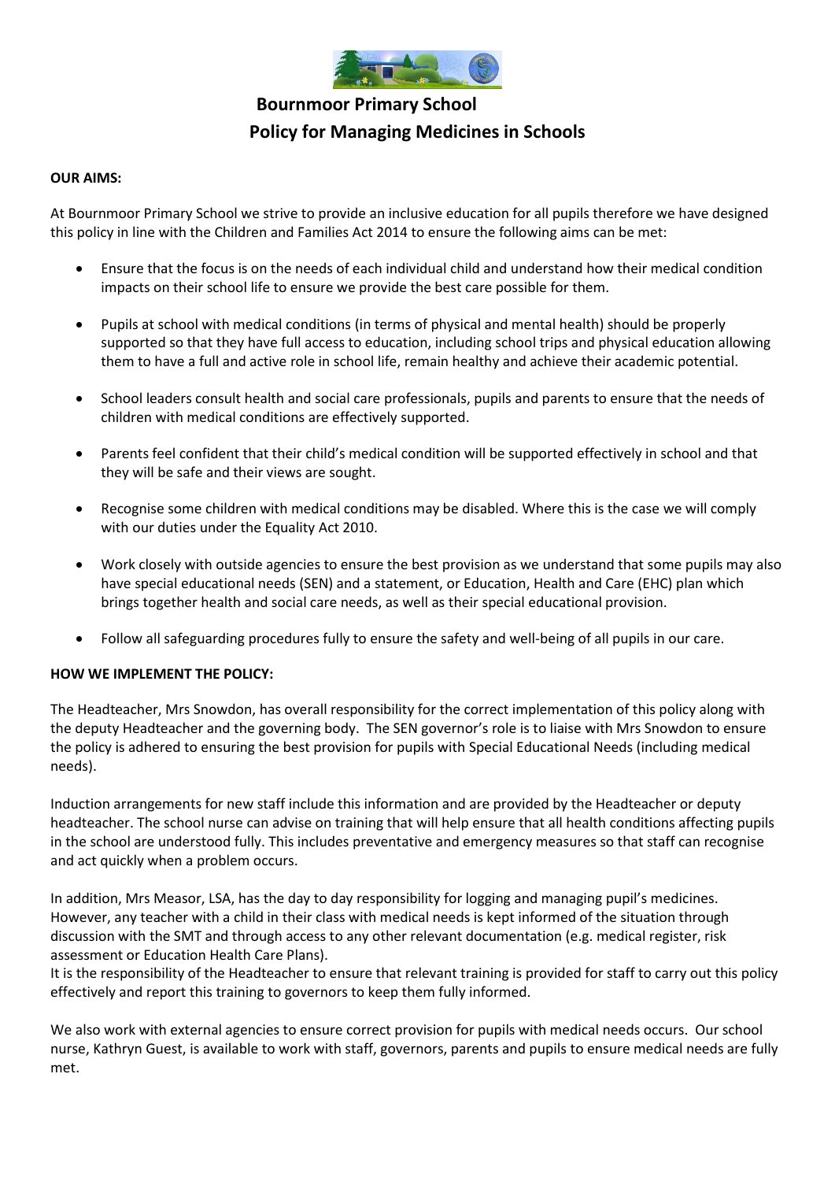# Bournmoor Primary School
## Policy for Managing Medicines in Schools

**OUR AIMS:**

At Bournmoor Primary School we strive to provide an inclusive education for all pupils therefore we have designed this policy in line with the Children and Families Act 2014 to ensure the following aims can be met:

- Ensure that the focus is on the needs of each individual child and understand how their medical condition impacts on their school life to ensure we provide the best care possible for them.
- Pupils at school with medical conditions (in terms of physical and mental health) should be properly supported so that they have full access to education, including school trips and physical education allowing them to have a full and active role in school life, remain healthy and achieve their academic potential.
- School leaders consult health and social care professionals, pupils and parents to ensure that the needs of children with medical conditions are effectively supported.
- Parents feel confident that their child's medical condition will be supported effectively in school and that they will be safe and their views are sought.
- Recognise some children with medical conditions may be disabled. Where this is the case we will comply with our duties under the Equality Act 2010.
- Work closely with outside agencies to ensure the best provision as we understand that some pupils may also have special educational needs (SEN) and a statement, or Education, Health and Care (EHC) plan which brings together health and social care needs, as well as their special educational provision.
- Follow all safeguarding procedures fully to ensure the safety and well-being of all pupils in our care.

**HOW WE IMPLEMENT THE POLICY:**

The Headteacher, Mrs Snowdon, has overall responsibility for the correct implementation of this policy along with the deputy Headteacher and the governing body. The SEN governor's role is to liaise with Mrs Snowdon to ensure the policy is adhered to ensuring the best provision for pupils with Special Educational Needs (including medical needs).

Induction arrangements for new staff include this information and are provided by the Headteacher or deputy headteacher. The school nurse can advise on training that will help ensure that all health conditions affecting pupils in the school are understood fully. This includes preventative and emergency measures so that staff can recognise and act quickly when a problem occurs.

In addition, Mrs Measor, LSA, has the day to day responsibility for logging and managing pupil's medicines. However, any teacher with a child in their class with medical needs is kept informed of the situation through discussion with the SMT and through access to any other relevant documentation (e.g. medical register, risk assessment or Education Health Care Plans).
It is the responsibility of the Headteacher to ensure that relevant training is provided for staff to carry out this policy effectively and report this training to governors to keep them fully informed.

We also work with external agencies to ensure correct provision for pupils with medical needs occurs. Our school nurse, Kathryn Guest, is available to work with staff, governors, parents and pupils to ensure medical needs are fully met.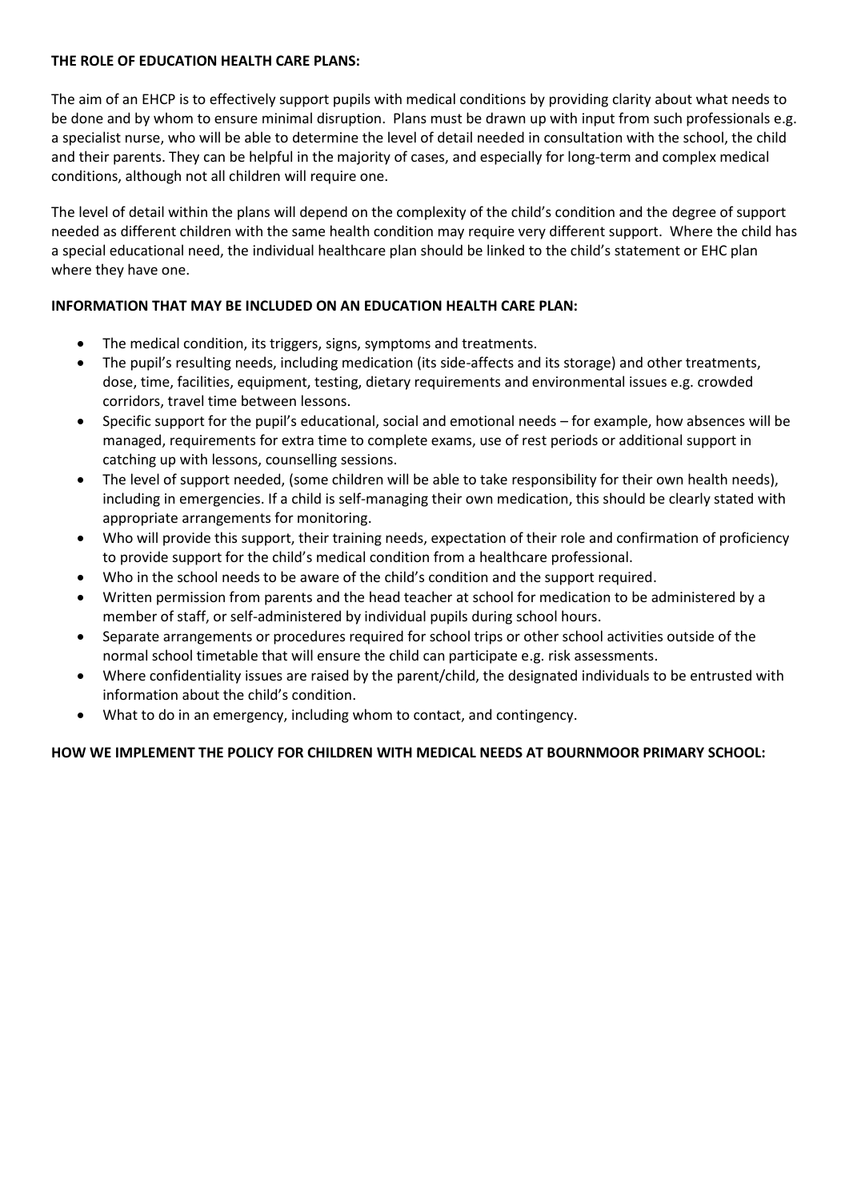**THE ROLE OF EDUCATION HEALTH CARE PLANS:**

The aim of an EHCP is to effectively support pupils with medical conditions by providing clarity about what needs to be done and by whom to ensure minimal disruption. Plans must be drawn up with input from such professionals e.g. a specialist nurse, who will be able to determine the level of detail needed in consultation with the school, the child and their parents. They can be helpful in the majority of cases, and especially for long-term and complex medical conditions, although not all children will require one.

The level of detail within the plans will depend on the complexity of the child's condition and the degree of support needed as different children with the same health condition may require very different support. Where the child has a special educational need, the individual healthcare plan should be linked to the child's statement or EHC plan where they have one.

**INFORMATION THAT MAY BE INCLUDED ON AN EDUCATION HEALTH CARE PLAN:**

- The medical condition, its triggers, signs, symptoms and treatments.
- The pupil's resulting needs, including medication (its side-affects and its storage) and other treatments, dose, time, facilities, equipment, testing, dietary requirements and environmental issues e.g. crowded corridors, travel time between lessons.
- Specific support for the pupil's educational, social and emotional needs – for example, how absences will be managed, requirements for extra time to complete exams, use of rest periods or additional support in catching up with lessons, counselling sessions.
- The level of support needed, (some children will be able to take responsibility for their own health needs), including in emergencies. If a child is self-managing their own medication, this should be clearly stated with appropriate arrangements for monitoring.
- Who will provide this support, their training needs, expectation of their role and confirmation of proficiency to provide support for the child's medical condition from a healthcare professional.
- Who in the school needs to be aware of the child's condition and the support required.
- Written permission from parents and the head teacher at school for medication to be administered by a member of staff, or self-administered by individual pupils during school hours.
- Separate arrangements or procedures required for school trips or other school activities outside of the normal school timetable that will ensure the child can participate e.g. risk assessments.
- Where confidentiality issues are raised by the parent/child, the designated individuals to be entrusted with information about the child's condition.
- What to do in an emergency, including whom to contact, and contingency.

**HOW WE IMPLEMENT THE POLICY FOR CHILDREN WITH MEDICAL NEEDS AT BOURNMOOR PRIMARY SCHOOL:**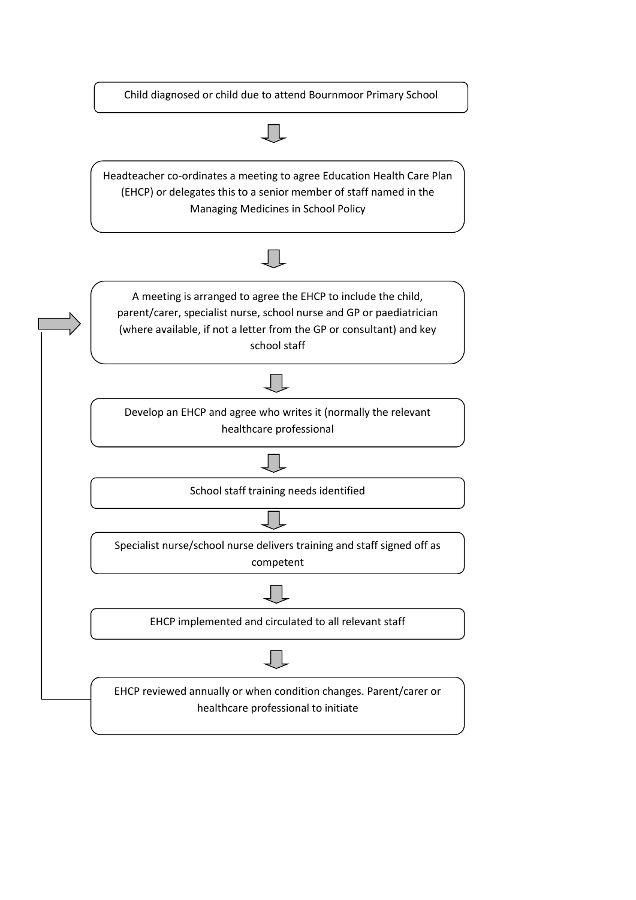Child diagnosed or child due to attend Bournmoor Primary School

↓

Headteacher co-ordinates a meeting to agree Education Health Care Plan (EHCP) or delegates this to a senior member of staff named in the Managing Medicines in School Policy

↓

A meeting is arranged to agree the EHCP to include the child, parent/carer, specialist nurse, school nurse and GP or paediatrician (where available, if not a letter from the GP or consultant) and key school staff

↓

Develop an EHCP and agree who writes it (normally the relevant healthcare professional

↓

School staff training needs identified

↓

Specialist nurse/school nurse delivers training and staff signed off as competent

↓

EHCP implemented and circulated to all relevant staff

↓

EHCP reviewed annually or when condition changes. Parent/carer or healthcare professional to initiate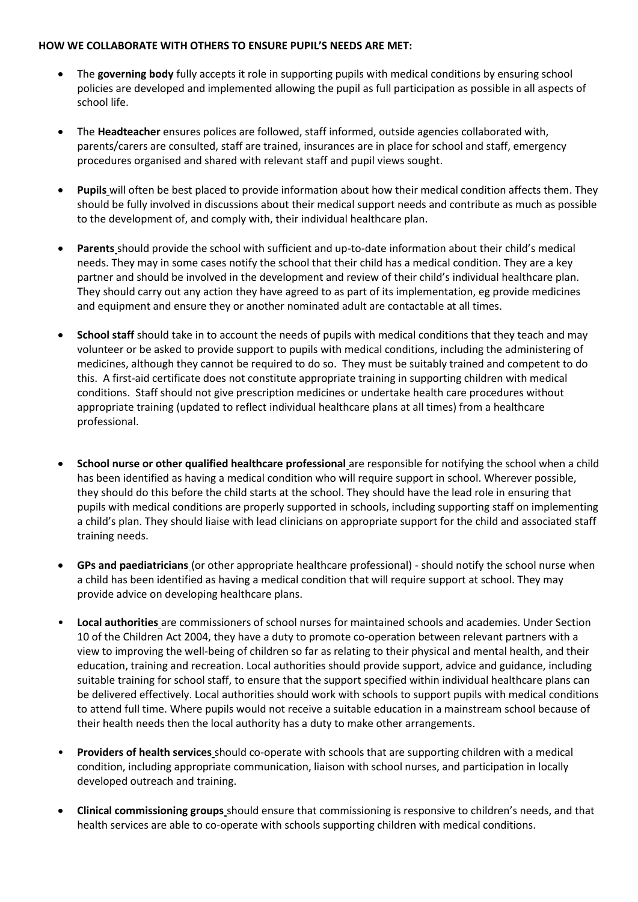**HOW WE COLLABORATE WITH OTHERS TO ENSURE PUPIL'S NEEDS ARE MET:**

- The **governing body** fully accepts it role in supporting pupils with medical conditions by ensuring school policies are developed and implemented allowing the pupil as full participation as possible in all aspects of school life.

- The **Headteacher** ensures polices are followed, staff informed, outside agencies collaborated with, parents/carers are consulted, staff are trained, insurances are in place for school and staff, emergency procedures organised and shared with relevant staff and pupil views sought.

- **Pupils** will often be best placed to provide information about how their medical condition affects them. They should be fully involved in discussions about their medical support needs and contribute as much as possible to the development of, and comply with, their individual healthcare plan.

- **Parents** should provide the school with sufficient and up-to-date information about their child's medical needs. They may in some cases notify the school that their child has a medical condition. They are a key partner and should be involved in the development and review of their child's individual healthcare plan. They should carry out any action they have agreed to as part of its implementation, eg provide medicines and equipment and ensure they or another nominated adult are contactable at all times.

- **School staff** should take in to account the needs of pupils with medical conditions that they teach and may volunteer or be asked to provide support to pupils with medical conditions, including the administering of medicines, although they cannot be required to do so. They must be suitably trained and competent to do this. A first-aid certificate does not constitute appropriate training in supporting children with medical conditions. Staff should not give prescription medicines or undertake health care procedures without appropriate training (updated to reflect individual healthcare plans at all times) from a healthcare professional.

- **School nurse or other qualified healthcare professional** are responsible for notifying the school when a child has been identified as having a medical condition who will require support in school. Wherever possible, they should do this before the child starts at the school. They should have the lead role in ensuring that pupils with medical conditions are properly supported in schools, including supporting staff on implementing a child's plan. They should liaise with lead clinicians on appropriate support for the child and associated staff training needs.

- **GPs and paediatricians** (or other appropriate healthcare professional) - should notify the school nurse when a child has been identified as having a medical condition that will require support at school. They may provide advice on developing healthcare plans.

- **Local authorities** are commissioners of school nurses for maintained schools and academies. Under Section 10 of the Children Act 2004, they have a duty to promote co-operation between relevant partners with a view to improving the well-being of children so far as relating to their physical and mental health, and their education, training and recreation. Local authorities should provide support, advice and guidance, including suitable training for school staff, to ensure that the support specified within individual healthcare plans can be delivered effectively. Local authorities should work with schools to support pupils with medical conditions to attend full time. Where pupils would not receive a suitable education in a mainstream school because of their health needs then the local authority has a duty to make other arrangements.

- **Providers of health services** should co-operate with schools that are supporting children with a medical condition, including appropriate communication, liaison with school nurses, and participation in locally developed outreach and training.

- **Clinical commissioning groups** should ensure that commissioning is responsive to children's needs, and that health services are able to co-operate with schools supporting children with medical conditions.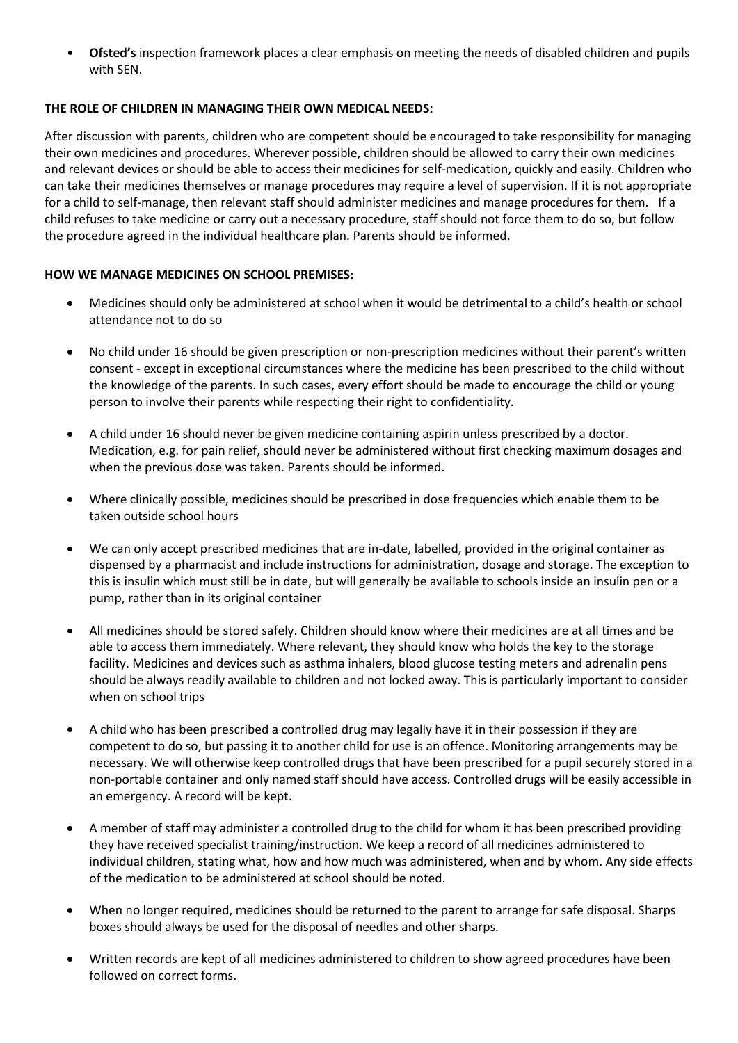- **Ofsted's** inspection framework places a clear emphasis on meeting the needs of disabled children and pupils with SEN.

**THE ROLE OF CHILDREN IN MANAGING THEIR OWN MEDICAL NEEDS:**

After discussion with parents, children who are competent should be encouraged to take responsibility for managing their own medicines and procedures. Wherever possible, children should be allowed to carry their own medicines and relevant devices or should be able to access their medicines for self-medication, quickly and easily. Children who can take their medicines themselves or manage procedures may require a level of supervision. If it is not appropriate for a child to self-manage, then relevant staff should administer medicines and manage procedures for them. If a child refuses to take medicine or carry out a necessary procedure, staff should not force them to do so, but follow the procedure agreed in the individual healthcare plan. Parents should be informed.

**HOW WE MANAGE MEDICINES ON SCHOOL PREMISES:**

- Medicines should only be administered at school when it would be detrimental to a child's health or school attendance not to do so

- No child under 16 should be given prescription or non-prescription medicines without their parent's written consent - except in exceptional circumstances where the medicine has been prescribed to the child without the knowledge of the parents. In such cases, every effort should be made to encourage the child or young person to involve their parents while respecting their right to confidentiality.

- A child under 16 should never be given medicine containing aspirin unless prescribed by a doctor. Medication, e.g. for pain relief, should never be administered without first checking maximum dosages and when the previous dose was taken. Parents should be informed.

- Where clinically possible, medicines should be prescribed in dose frequencies which enable them to be taken outside school hours

- We can only accept prescribed medicines that are in-date, labelled, provided in the original container as dispensed by a pharmacist and include instructions for administration, dosage and storage. The exception to this is insulin which must still be in date, but will generally be available to schools inside an insulin pen or a pump, rather than in its original container

- All medicines should be stored safely. Children should know where their medicines are at all times and be able to access them immediately. Where relevant, they should know who holds the key to the storage facility. Medicines and devices such as asthma inhalers, blood glucose testing meters and adrenalin pens should be always readily available to children and not locked away. This is particularly important to consider when on school trips

- A child who has been prescribed a controlled drug may legally have it in their possession if they are competent to do so, but passing it to another child for use is an offence. Monitoring arrangements may be necessary. We will otherwise keep controlled drugs that have been prescribed for a pupil securely stored in a non-portable container and only named staff should have access. Controlled drugs will be easily accessible in an emergency. A record will be kept.

- A member of staff may administer a controlled drug to the child for whom it has been prescribed providing they have received specialist training/instruction. We keep a record of all medicines administered to individual children, stating what, how and how much was administered, when and by whom. Any side effects of the medication to be administered at school should be noted.

- When no longer required, medicines should be returned to the parent to arrange for safe disposal. Sharps boxes should always be used for the disposal of needles and other sharps.

- Written records are kept of all medicines administered to children to show agreed procedures have been followed on correct forms.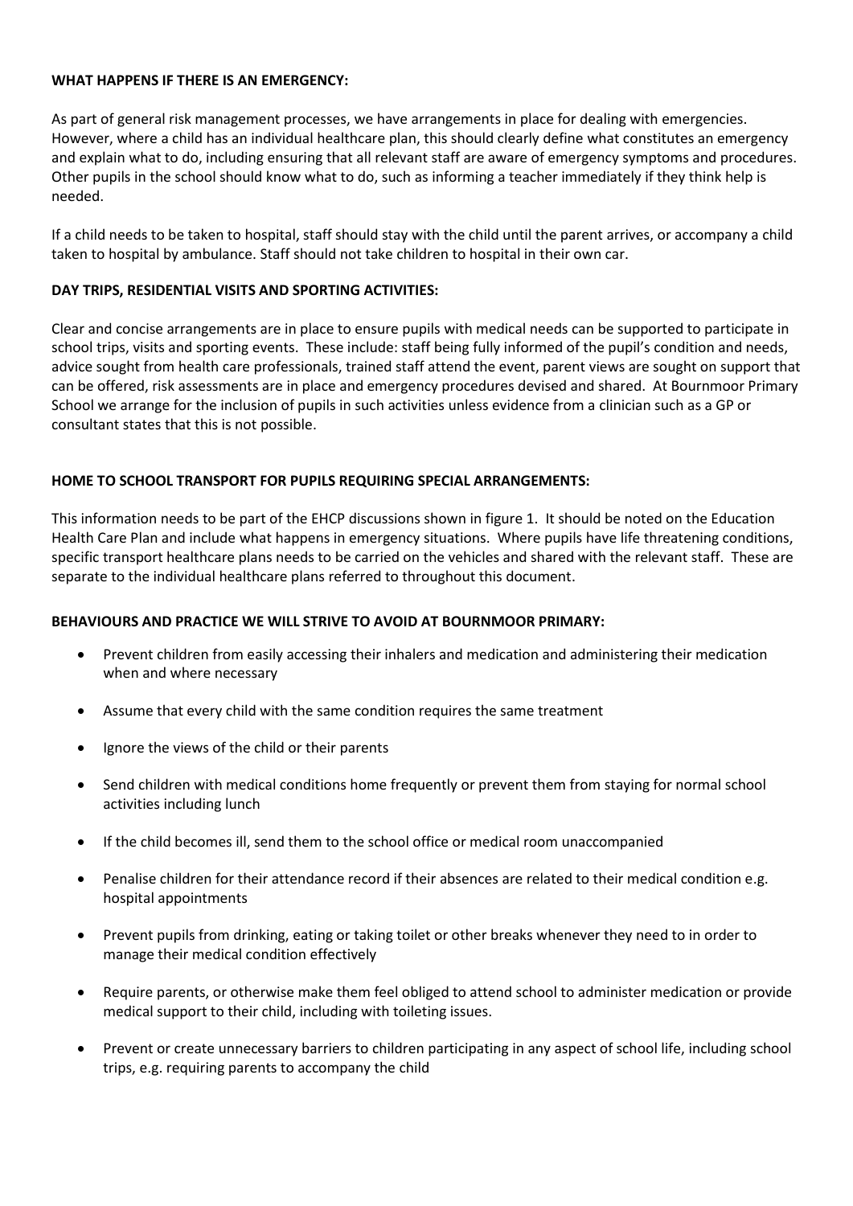**WHAT HAPPENS IF THERE IS AN EMERGENCY:**

As part of general risk management processes, we have arrangements in place for dealing with emergencies. However, where a child has an individual healthcare plan, this should clearly define what constitutes an emergency and explain what to do, including ensuring that all relevant staff are aware of emergency symptoms and procedures. Other pupils in the school should know what to do, such as informing a teacher immediately if they think help is needed.

If a child needs to be taken to hospital, staff should stay with the child until the parent arrives, or accompany a child taken to hospital by ambulance. Staff should not take children to hospital in their own car.

**DAY TRIPS, RESIDENTIAL VISITS AND SPORTING ACTIVITIES:**

Clear and concise arrangements are in place to ensure pupils with medical needs can be supported to participate in school trips, visits and sporting events. These include: staff being fully informed of the pupil's condition and needs, advice sought from health care professionals, trained staff attend the event, parent views are sought on support that can be offered, risk assessments are in place and emergency procedures devised and shared. At Bournmoor Primary School we arrange for the inclusion of pupils in such activities unless evidence from a clinician such as a GP or consultant states that this is not possible.

**HOME TO SCHOOL TRANSPORT FOR PUPILS REQUIRING SPECIAL ARRANGEMENTS:**

This information needs to be part of the EHCP discussions shown in figure 1. It should be noted on the Education Health Care Plan and include what happens in emergency situations. Where pupils have life threatening conditions, specific transport healthcare plans needs to be carried on the vehicles and shared with the relevant staff. These are separate to the individual healthcare plans referred to throughout this document.

**BEHAVIOURS AND PRACTICE WE WILL STRIVE TO AVOID AT BOURNMOOR PRIMARY:**

- Prevent children from easily accessing their inhalers and medication and administering their medication when and where necessary
- Assume that every child with the same condition requires the same treatment
- Ignore the views of the child or their parents
- Send children with medical conditions home frequently or prevent them from staying for normal school activities including lunch
- If the child becomes ill, send them to the school office or medical room unaccompanied
- Penalise children for their attendance record if their absences are related to their medical condition e.g. hospital appointments
- Prevent pupils from drinking, eating or taking toilet or other breaks whenever they need to in order to manage their medical condition effectively
- Require parents, or otherwise make them feel obliged to attend school to administer medication or provide medical support to their child, including with toileting issues.
- Prevent or create unnecessary barriers to children participating in any aspect of school life, including school trips, e.g. requiring parents to accompany the child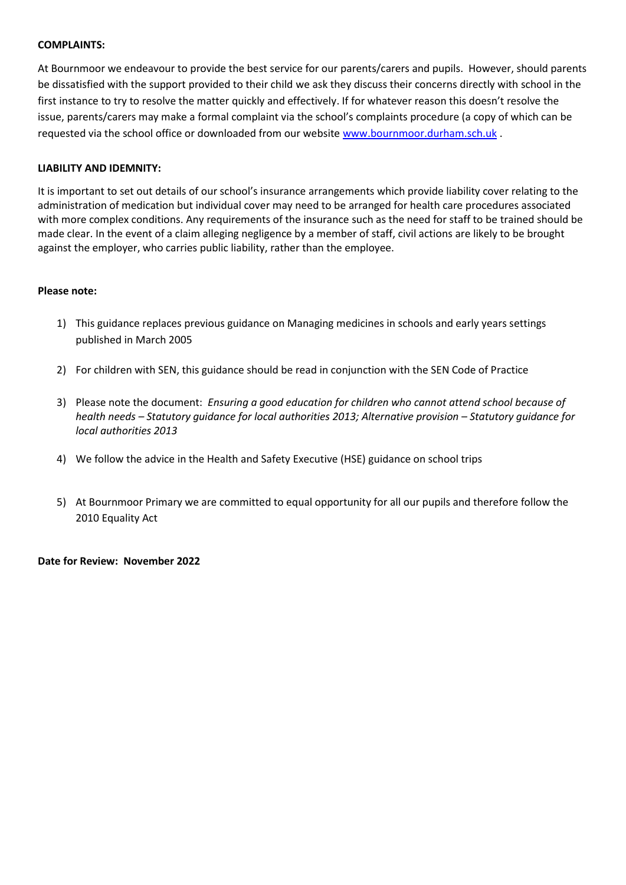**COMPLAINTS:**

At Bournmoor we endeavour to provide the best service for our parents/carers and pupils. However, should parents be dissatisfied with the support provided to their child we ask they discuss their concerns directly with school in the first instance to try to resolve the matter quickly and effectively. If for whatever reason this doesn't resolve the issue, parents/carers may make a formal complaint via the school's complaints procedure (a copy of which can be requested via the school office or downloaded from our website [www.bournmoor.durham.sch.uk](http://www.bournmoor.durham.sch.uk) .

**LIABILITY AND IDEMNITY:**

It is important to set out details of our school's insurance arrangements which provide liability cover relating to the administration of medication but individual cover may need to be arranged for health care procedures associated with more complex conditions. Any requirements of the insurance such as the need for staff to be trained should be made clear. In the event of a claim alleging negligence by a member of staff, civil actions are likely to be brought against the employer, who carries public liability, rather than the employee.

**Please note:**

1) This guidance replaces previous guidance on Managing medicines in schools and early years settings published in March 2005
2) For children with SEN, this guidance should be read in conjunction with the SEN Code of Practice
3) Please note the document: *Ensuring a good education for children who cannot attend school because of health needs – Statutory guidance for local authorities 2013; Alternative provision – Statutory guidance for local authorities 2013*
4) We follow the advice in the Health and Safety Executive (HSE) guidance on school trips
5) At Bournmoor Primary we are committed to equal opportunity for all our pupils and therefore follow the 2010 Equality Act

**Date for Review: November 2022**